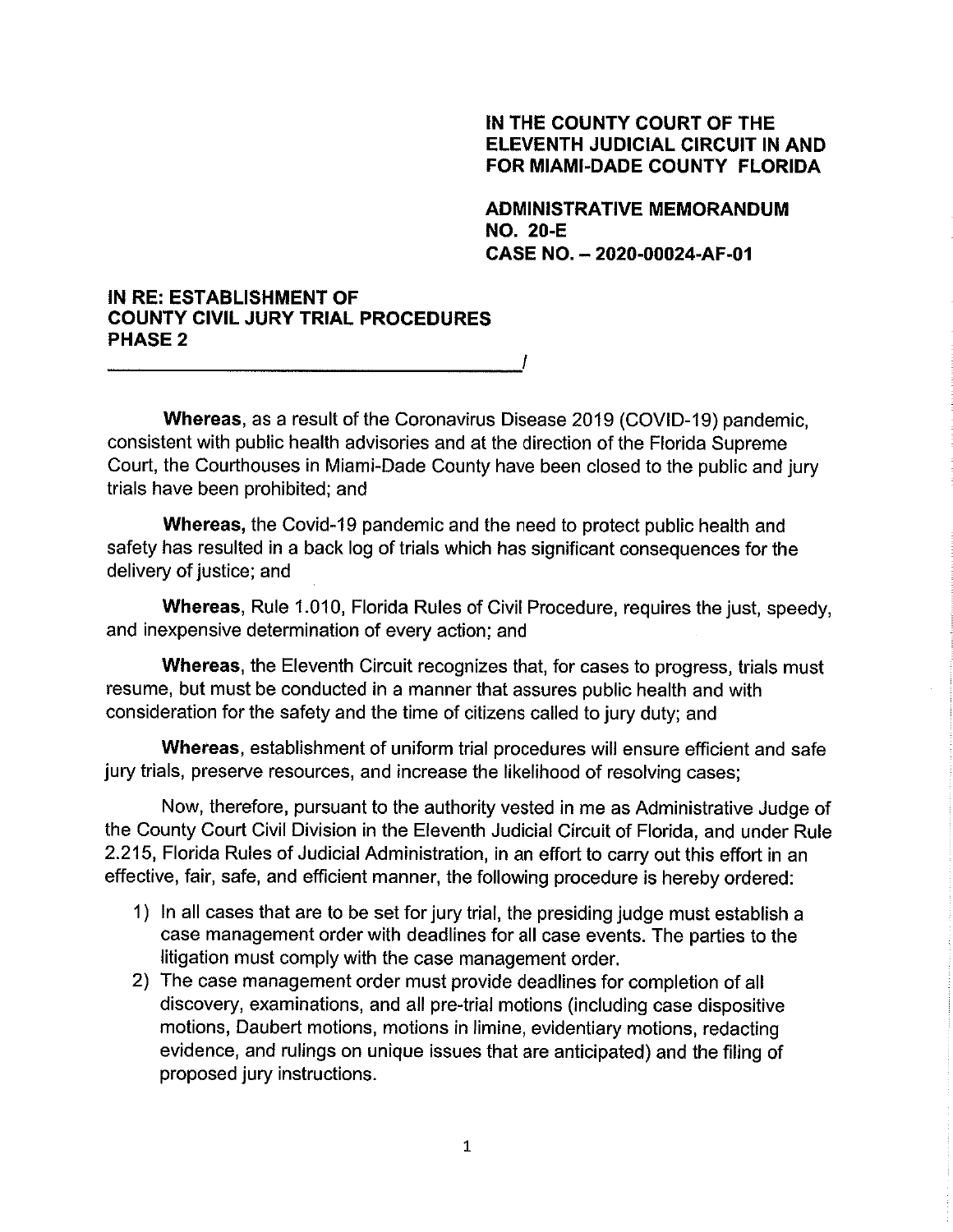**IN THE COUNTY COURT OF THE ELEVENTH JUDICIAL CIRCUIT IN AND FOR MIAMI-DADE COUNTY FLORIDA**

**ADMINISTRATIVE MEMORANDUM NO. 20-E**
**CASE NO. – 2020-00024-AF-01**

**IN RE: ESTABLISHMENT OF COUNTY CIVIL JURY TRIAL PROCEDURES PHASE 2**
\_\_\_\_\_\_\_\_\_\_\_\_\_\_\_\_\_\_\_\_\_\_\_\_\_\_\_\_\_\_\_\_\_\_\_\_\_\_\_\_/

**Whereas**, as a result of the Coronavirus Disease 2019 (COVID-19) pandemic, consistent with public health advisories and at the direction of the Florida Supreme Court, the Courthouses in Miami-Dade County have been closed to the public and jury trials have been prohibited; and

**Whereas,** the Covid-19 pandemic and the need to protect public health and safety has resulted in a back log of trials which has significant consequences for the delivery of justice; and

**Whereas**, Rule 1.010, Florida Rules of Civil Procedure, requires the just, speedy, and inexpensive determination of every action; and

**Whereas**, the Eleventh Circuit recognizes that, for cases to progress, trials must resume, but must be conducted in a manner that assures public health and with consideration for the safety and the time of citizens called to jury duty; and

**Whereas**, establishment of uniform trial procedures will ensure efficient and safe jury trials, preserve resources, and increase the likelihood of resolving cases;

Now, therefore, pursuant to the authority vested in me as Administrative Judge of the County Court Civil Division in the Eleventh Judicial Circuit of Florida, and under Rule 2.215, Florida Rules of Judicial Administration, in an effort to carry out this effort in an effective, fair, safe, and efficient manner, the following procedure is hereby ordered:

1) In all cases that are to be set for jury trial, the presiding judge must establish a case management order with deadlines for all case events. The parties to the litigation must comply with the case management order.
2) The case management order must provide deadlines for completion of all discovery, examinations, and all pre-trial motions (including case dispositive motions, Daubert motions, motions in limine, evidentiary motions, redacting evidence, and rulings on unique issues that are anticipated) and the filing of proposed jury instructions.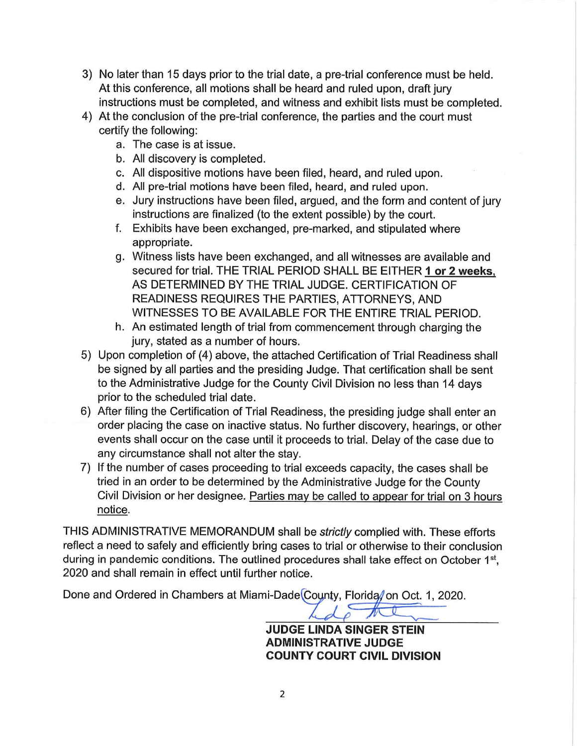3) No later than 15 days prior to the trial date, a pre-trial conference must be held. At this conference, all motions shall be heard and ruled upon, draft jury instructions must be completed, and witness and exhibit lists must be completed.
4) At the conclusion of the pre-trial conference, the parties and the court must certify the following:
   a. The case is at issue.
   b. All discovery is completed.
   c. All dispositive motions have been filed, heard, and ruled upon.
   d. All pre-trial motions have been filed, heard, and ruled upon.
   e. Jury instructions have been filed, argued, and the form and content of jury instructions are finalized (to the extent possible) by the court.
   f. Exhibits have been exchanged, pre-marked, and stipulated where appropriate.
   g. Witness lists have been exchanged, and all witnesses are available and secured for trial. THE TRIAL PERIOD SHALL BE EITHER **1 or 2 weeks,** AS DETERMINED BY THE TRIAL JUDGE. CERTIFICATION OF READINESS REQUIRES THE PARTIES, ATTORNEYS, AND WITNESSES TO BE AVAILABLE FOR THE ENTIRE TRIAL PERIOD.
   h. An estimated length of trial from commencement through charging the jury, stated as a number of hours.
5) Upon completion of (4) above, the attached Certification of Trial Readiness shall be signed by all parties and the presiding Judge. That certification shall be sent to the Administrative Judge for the County Civil Division no less than 14 days prior to the scheduled trial date.
6) After filing the Certification of Trial Readiness, the presiding judge shall enter an order placing the case on inactive status. No further discovery, hearings, or other events shall occur on the case until it proceeds to trial. Delay of the case due to any circumstance shall not alter the stay.
7) If the number of cases proceeding to trial exceeds capacity, the cases shall be tried in an order to be determined by the Administrative Judge for the County Civil Division or her designee. Parties may be called to appear for trial on 3 hours notice.

THIS ADMINISTRATIVE MEMORANDUM shall be *strictly* complied with. These efforts reflect a need to safely and efficiently bring cases to trial or otherwise to their conclusion during in pandemic conditions. The outlined procedures shall take effect on October 1st, 2020 and shall remain in effect until further notice.

Done and Ordered in Chambers at Miami-Dade County, Florida on Oct. 1, 2020.

**JUDGE LINDA SINGER STEIN**
**ADMINISTRATIVE JUDGE**
**COUNTY COURT CIVIL DIVISION**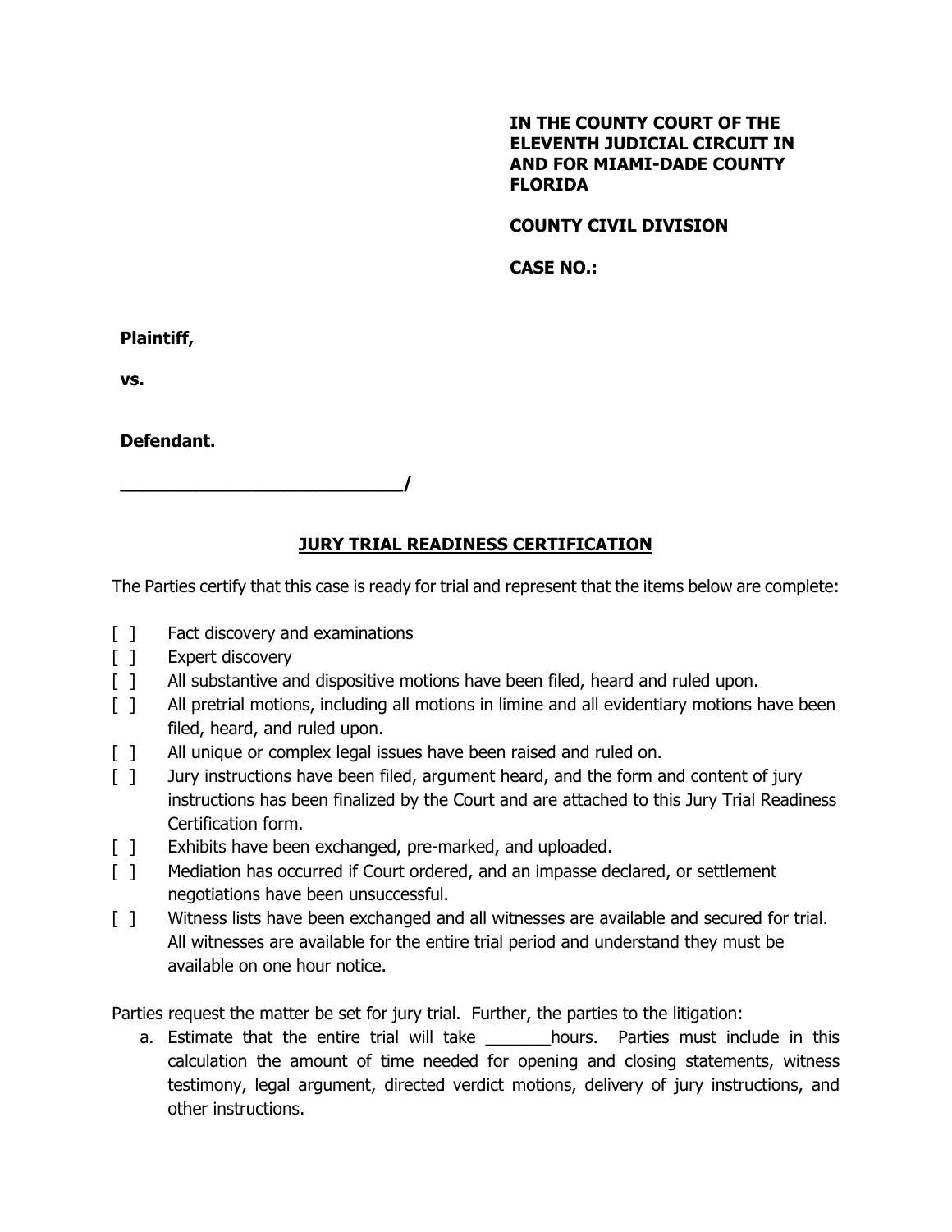**IN THE COUNTY COURT OF THE ELEVENTH JUDICIAL CIRCUIT IN AND FOR MIAMI-DADE COUNTY FLORIDA**

**COUNTY CIVIL DIVISION**

**CASE NO.:**

**Plaintiff,**

**vs.**

**Defendant.**

**___________________________/**

## JURY TRIAL READINESS CERTIFICATION

The Parties certify that this case is ready for trial and represent that the items below are complete:

- [ ] Fact discovery and examinations
- [ ] Expert discovery
- [ ] All substantive and dispositive motions have been filed, heard and ruled upon.
- [ ] All pretrial motions, including all motions in limine and all evidentiary motions have been filed, heard, and ruled upon.
- [ ] All unique or complex legal issues have been raised and ruled on.
- [ ] Jury instructions have been filed, argument heard, and the form and content of jury instructions has been finalized by the Court and are attached to this Jury Trial Readiness Certification form.
- [ ] Exhibits have been exchanged, pre-marked, and uploaded.
- [ ] Mediation has occurred if Court ordered, and an impasse declared, or settlement negotiations have been unsuccessful.
- [ ] Witness lists have been exchanged and all witnesses are available and secured for trial. All witnesses are available for the entire trial period and understand they must be available on one hour notice.

Parties request the matter be set for jury trial. Further, the parties to the litigation:

a. Estimate that the entire trial will take _______hours. Parties must include in this calculation the amount of time needed for opening and closing statements, witness testimony, legal argument, directed verdict motions, delivery of jury instructions, and other instructions.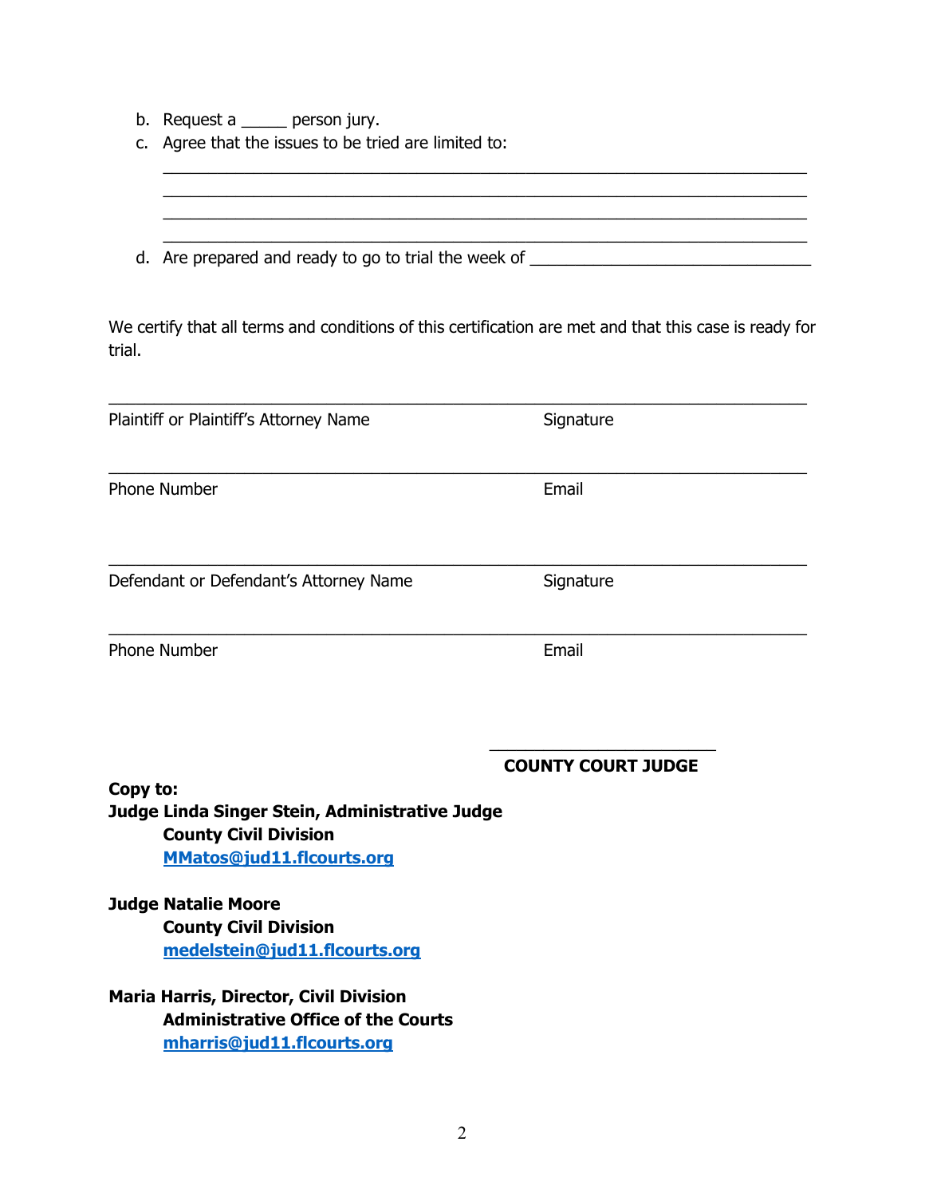b. Request a _____ person jury.

c. Agree that the issues to be tried are limited to:

_______________________________________________________________________

_______________________________________________________________________

_______________________________________________________________________

_______________________________________________________________________

d. Are prepared and ready to go to trial the week of ______________________________

We certify that all terms and conditions of this certification are met and that this case is ready for trial.

_______________________________________________________________________

Plaintiff or Plaintiff's Attorney Name Signature

_______________________________________________________________________

Phone Number Email

_______________________________________________________________________

Defendant or Defendant's Attorney Name Signature

_______________________________________________________________________

Phone Number Email

_________________________

**COUNTY COURT JUDGE**

**Copy to:**

**Judge Linda Singer Stein, Administrative Judge**
**County Civil Division**
**MMatos@jud11.flcourts.org**

**Judge Natalie Moore**
**County Civil Division**
**medelstein@jud11.flcourts.org**

**Maria Harris, Director, Civil Division**
**Administrative Office of the Courts**
**mharris@jud11.flcourts.org**